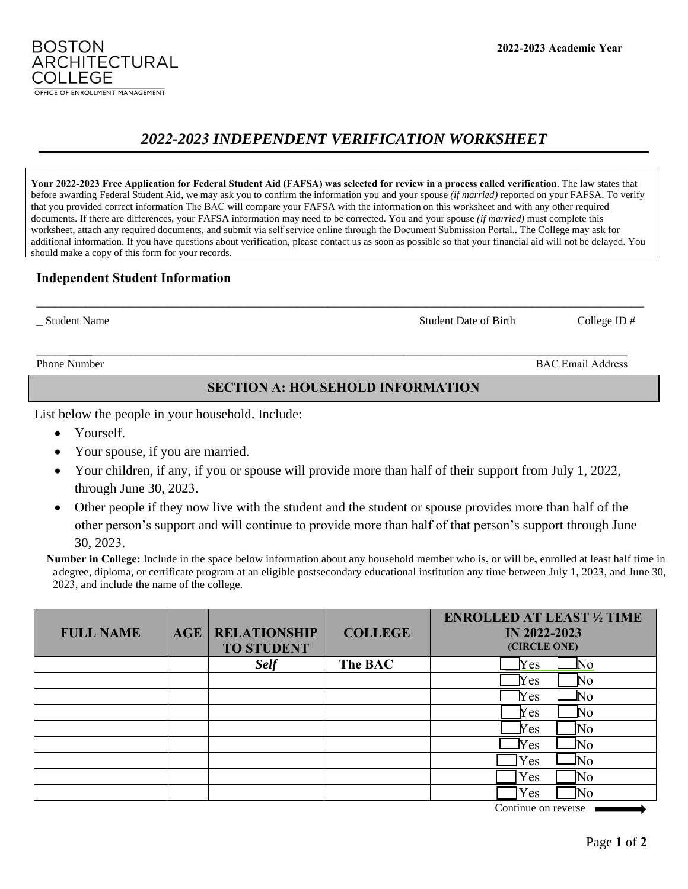BOSTON ARCHITECTURAL COLLEGE

OFFICE OF ENROLLMENT MANAGEMENT

2022-2023 Academic Year

# *2022-2023 INDEPENDENT VERIFICATION WORKSHEET*

**Your 2022-2023 Free Application for Federal Student Aid (FAFSA) was selected for review in a process called verification**. The law states that before awarding Federal Student Aid, we may ask you to confirm the information you and your spouse *(if married)* reported on your FAFSA. To verify that you provided correct information The BAC will compare your FAFSA with the information on this worksheet and with any other required documents. If there are differences, your FAFSA information may need to be corrected. You and your spouse *(if married)* must complete this worksheet, attach any required documents, and submit via self service online through the Document Submission Portal.. The College may ask for additional information. If you have questions about verification, please contact us as soon as possible so that your financial aid will not be delayed. You should make a copy of this form for your records.

## Independent Student Information

_ Student Name    Student Date of Birth    College ID #

Phone Number    BAC Email Address

## SECTION A: HOUSEHOLD INFORMATION

List below the people in your household. Include:

- Yourself.
- Your spouse, if you are married.
- Your children, if any, if you or spouse will provide more than half of their support from July 1, 2022, through June 30, 2023.
- Other people if they now live with the student and the student or spouse provides more than half of the other person's support and will continue to provide more than half of that person's support through June 30, 2023.

**Number in College:** Include in the space below information about any household member who is**,** or will be**,** enrolled at least half time in a degree, diploma, or certificate program at an eligible postsecondary educational institution any time between July 1, 2023, and June 30, 2023, and include the name of the college.

| FULL NAME | AGE | RELATIONSHIP TO STUDENT | COLLEGE | ENROLLED AT LEAST ½ TIME IN 2022-2023 (CIRCLE ONE) |
|---|---|---|---|---|
| | | ***Self*** | **The BAC** | ☐ Yes ☐ No |
| | | | | ☐ Yes ☐ No |
| | | | | ☐ Yes ☐ No |
| | | | | ☐ Yes ☐ No |
| | | | | ☐ Yes ☐ No |
| | | | | ☐ Yes ☐ No |
| | | | | ☐ Yes ☐ No |
| | | | | ☐ Yes ☐ No |
| | | | | ☐ Yes ☐ No |

Continue on reverse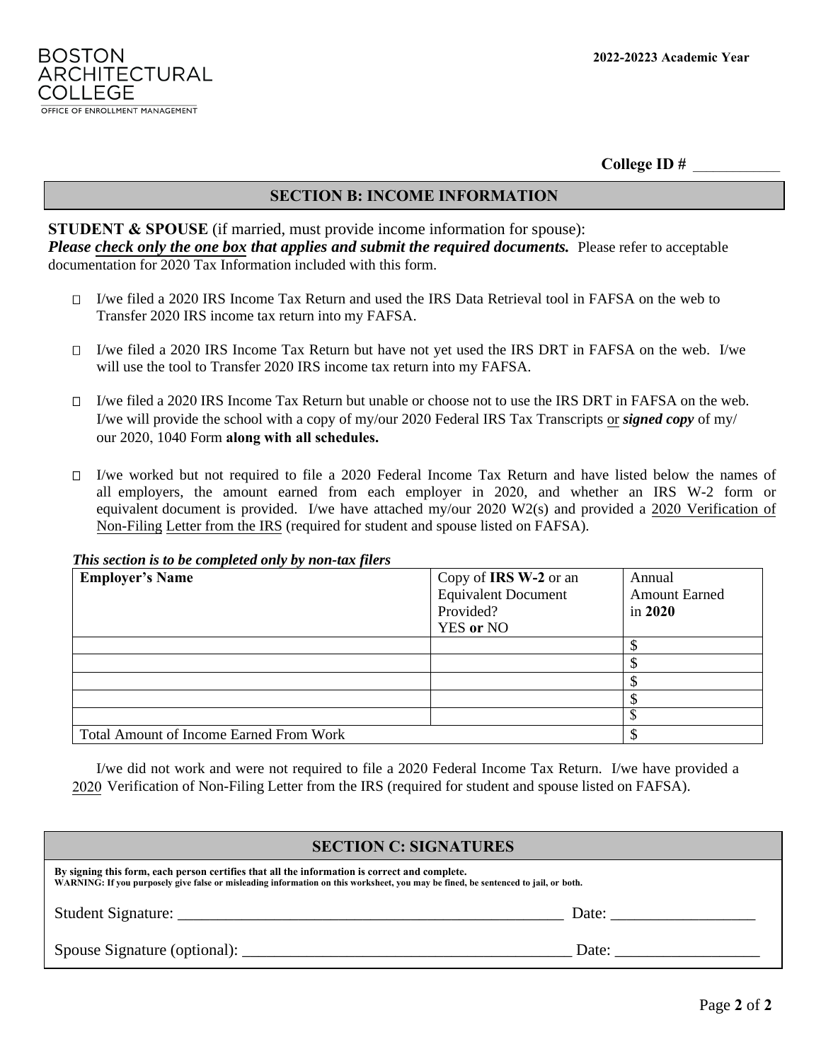BOSTON
ARCHITECTURAL
COLLEGE
OFFICE OF ENROLLMENT MANAGEMENT

**2022-20223 Academic Year**

**College ID #** ___________

## SECTION B: INCOME INFORMATION

**STUDENT & SPOUSE** (if married, must provide income information for spouse):
***Please check only the one box that applies and submit the required documents.*** Please refer to acceptable documentation for 2020 Tax Information included with this form.

- ☐ I/we filed a 2020 IRS Income Tax Return and used the IRS Data Retrieval tool in FAFSA on the web to Transfer 2020 IRS income tax return into my FAFSA.
- ☐ I/we filed a 2020 IRS Income Tax Return but have not yet used the IRS DRT in FAFSA on the web. I/we will use the tool to Transfer 2020 IRS income tax return into my FAFSA.
- ☐ I/we filed a 2020 IRS Income Tax Return but unable or choose not to use the IRS DRT in FAFSA on the web. I/we will provide the school with a copy of my/our 2020 Federal IRS Tax Transcripts or ***signed copy*** of my/ our 2020, 1040 Form **along with all schedules.**
- ☐ I/we worked but not required to file a 2020 Federal Income Tax Return and have listed below the names of all employers, the amount earned from each employer in 2020, and whether an IRS W-2 form or equivalent document is provided. I/we have attached my/our 2020 W2(s) and provided a 2020 Verification of Non-Filing Letter from the IRS (required for student and spouse listed on FAFSA).

***This section is to be completed only by non-tax filers***

| **Employer's Name** | Copy of **IRS W-2** or an Equivalent Document Provided? YES **or** NO | Annual Amount Earned in **2020** |
|---|---|---|
| | | $ |
| | | $ |
| | | $ |
| | | $ |
| | | $ |
| Total Amount of Income Earned From Work | | $ |

I/we did not work and were not required to file a 2020 Federal Income Tax Return. I/we have provided a 2020 Verification of Non-Filing Letter from the IRS (required for student and spouse listed on FAFSA).

## SECTION C: SIGNATURES

**By signing this form, each person certifies that all the information is correct and complete.**
**WARNING: If you purposely give false or misleading information on this worksheet, you may be fined, be sentenced to jail, or both.**

Student Signature: _________________________________________________ Date: __________________

Spouse Signature (optional): _________________________________________ Date: __________________